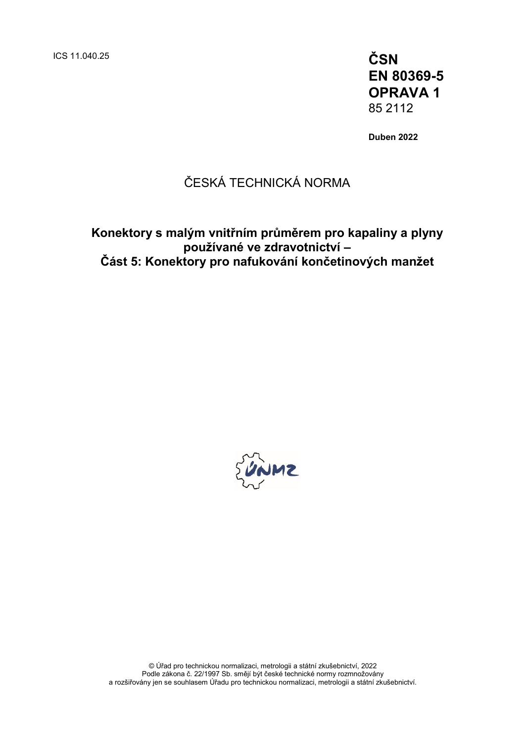ICS 11.040.25

**ČSN**
**EN 80369-5**
**OPRAVA 1**
85 2112

**Duben 2022**

ČESKÁ TECHNICKÁ NORMA

# Konektory s malým vnitřním průměrem pro kapaliny a plyny používané ve zdravotnictví – Část 5: Konektory pro nafukování končetinových manžet

© Úřad pro technickou normalizaci, metrologii a státní zkušebnictví, 2022
Podle zákona č. 22/1997 Sb. smějí být české technické normy rozmnožovány a rozšiřovány jen se souhlasem Úřadu pro technickou normalizaci, metrologii a státní zkušebnictví.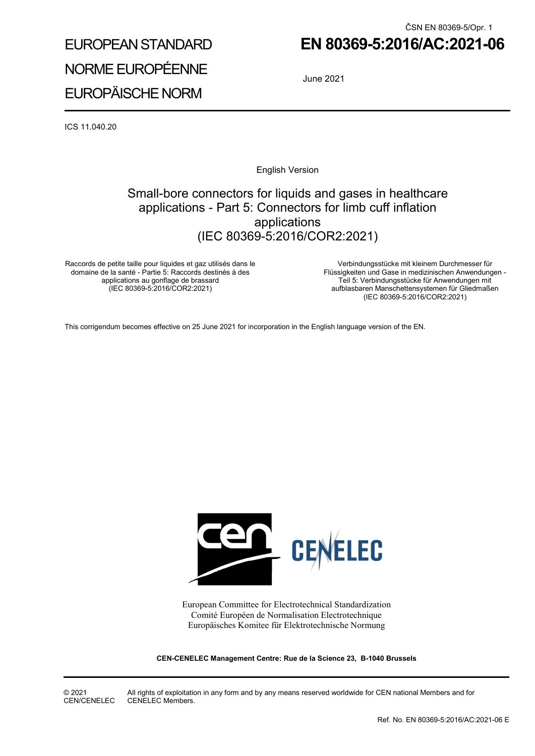ČSN EN 80369-5/Opr. 1

EUROPEAN STANDARD

NORME EUROPÉENNE

EUROPÄISCHE NORM

# EN 80369-5:2016/AC:2021-06

June 2021

ICS 11.040.20

English Version

## Small-bore connectors for liquids and gases in healthcare applications - Part 5: Connectors for limb cuff inflation applications (IEC 80369-5:2016/COR2:2021)

Raccords de petite taille pour liquides et gaz utilisés dans le domaine de la santé - Partie 5: Raccords destinés à des applications au gonflage de brassard (IEC 80369-5:2016/COR2:2021)

Verbindungsstücke mit kleinem Durchmesser für Flüssigkeiten und Gase in medizinischen Anwendungen - Teil 5: Verbindungsstücke für Anwendungen mit aufblasbaren Manschettensystemen für Gliedmaßen (IEC 80369-5:2016/COR2:2021)

This corrigendum becomes effective on 25 June 2021 for incorporation in the English language version of the EN.

European Committee for Electrotechnical Standardization
Comité Européen de Normalisation Electrotechnique
Europäisches Komitee für Elektrotechnische Normung

**CEN-CENELEC Management Centre: Rue de la Science 23, B-1040 Brussels**

© 2021 CEN/CENELEC All rights of exploitation in any form and by any means reserved worldwide for CEN national Members and for CENELEC Members.

Ref. No. EN 80369-5:2016/AC:2021-06 E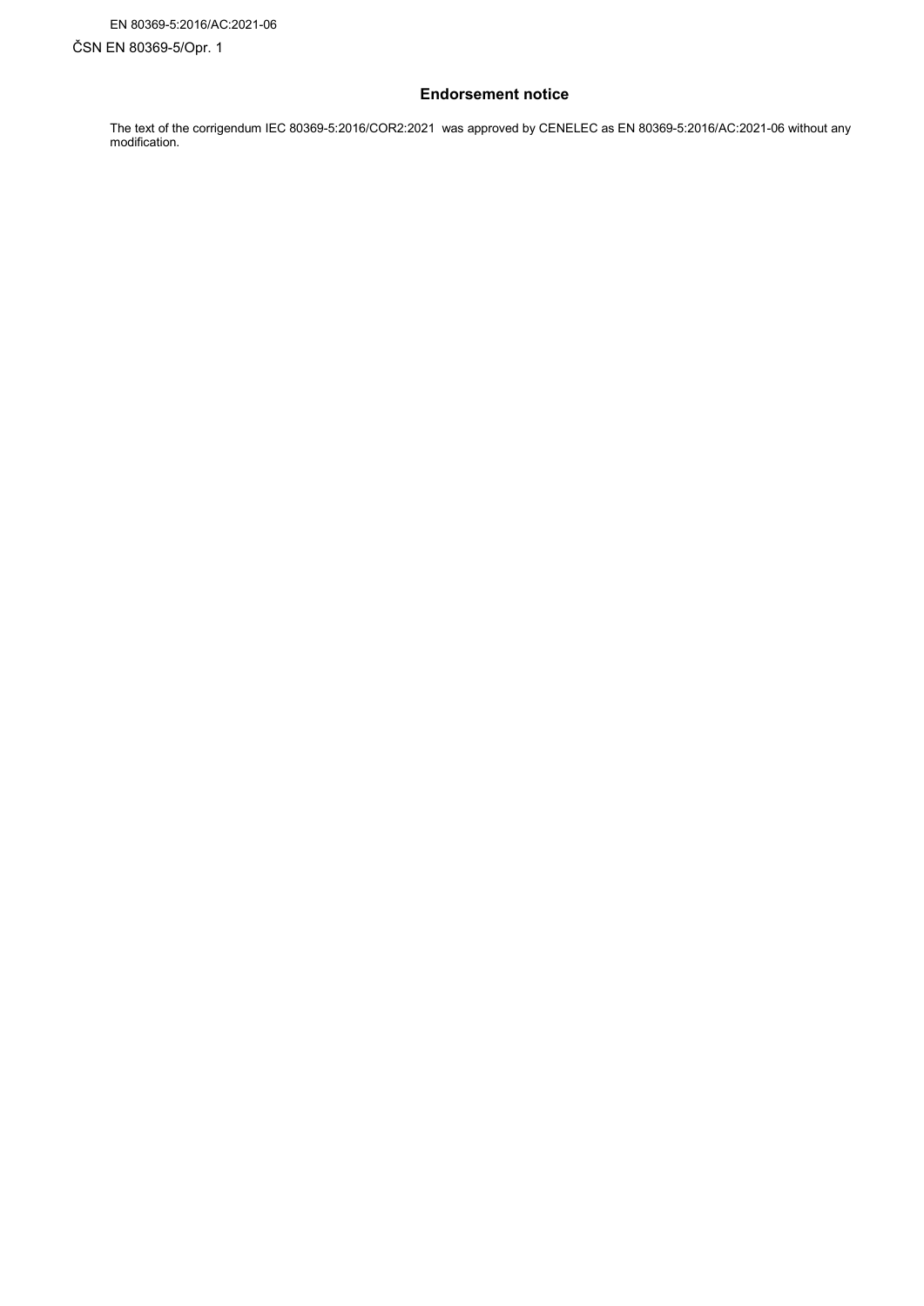## Endorsement notice

The text of the corrigendum IEC 80369-5:2016/COR2:2021 was approved by CENELEC as EN 80369-5:2016/AC:2021-06 without any modification.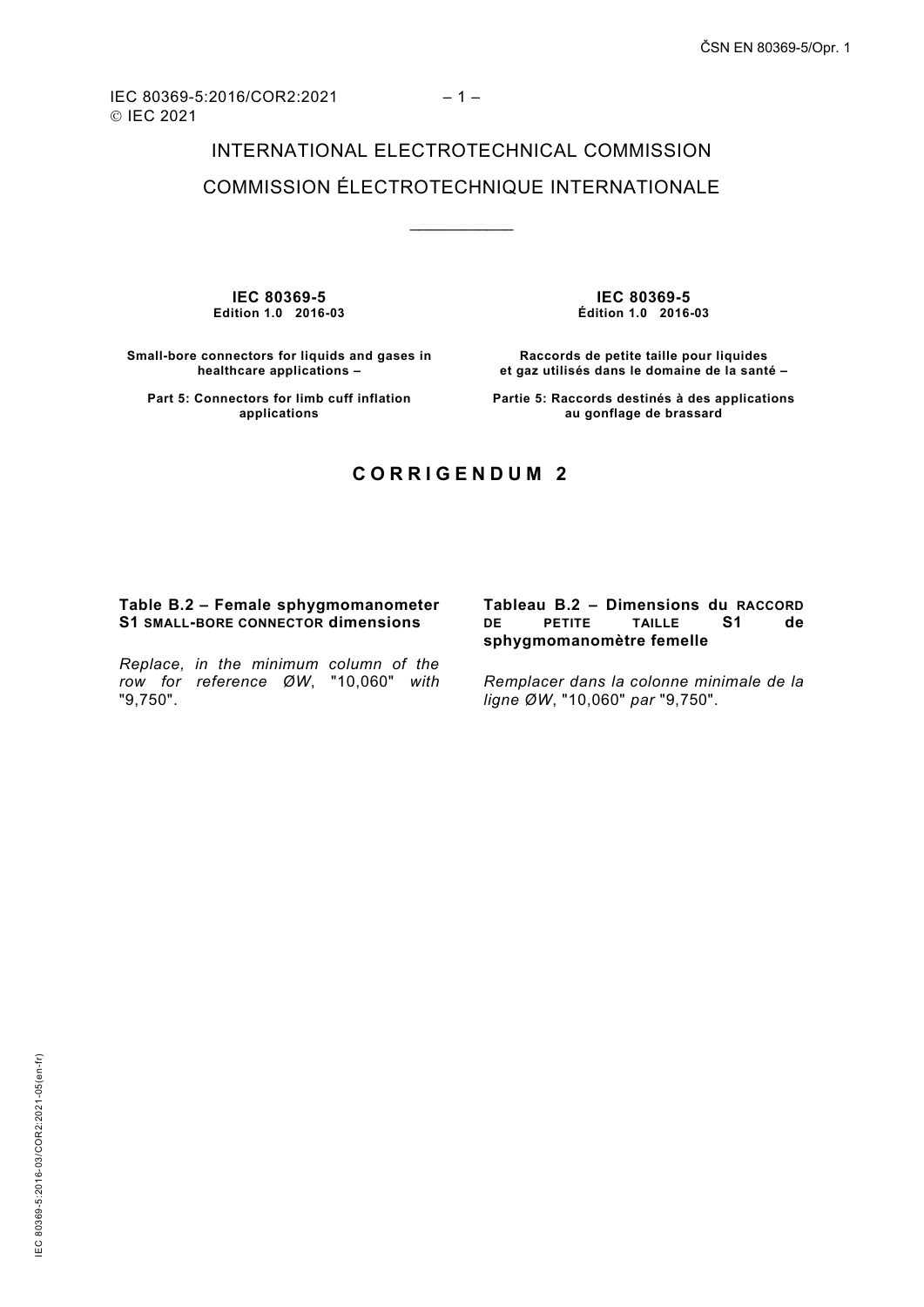# INTERNATIONAL ELECTROTECHNICAL COMMISSION

# COMMISSION ÉLECTROTECHNIQUE INTERNATIONALE

____________

**IEC 80369-5**
**Edition 1.0 2016-03**

**Small-bore connectors for liquids and gases in healthcare applications –**

**Part 5: Connectors for limb cuff inflation applications**

**IEC 80369-5**
**Édition 1.0 2016-03**

**Raccords de petite taille pour liquides et gaz utilisés dans le domaine de la santé –**

**Partie 5: Raccords destinés à des applications au gonflage de brassard**

## C O R R I G E N D U M 2

**Table B.2 – Female sphygmomanometer S1 SMALL-BORE CONNECTOR dimensions**

*Replace, in the minimum column of the row for reference ØW,* "10,060" *with* "9,750".

**Tableau B.2 – Dimensions du RACCORD DE PETITE TAILLE S1 de sphygmomanomètre femelle**

*Remplacer dans la colonne minimale de la ligne ØW,* "10,060" *par* "9,750".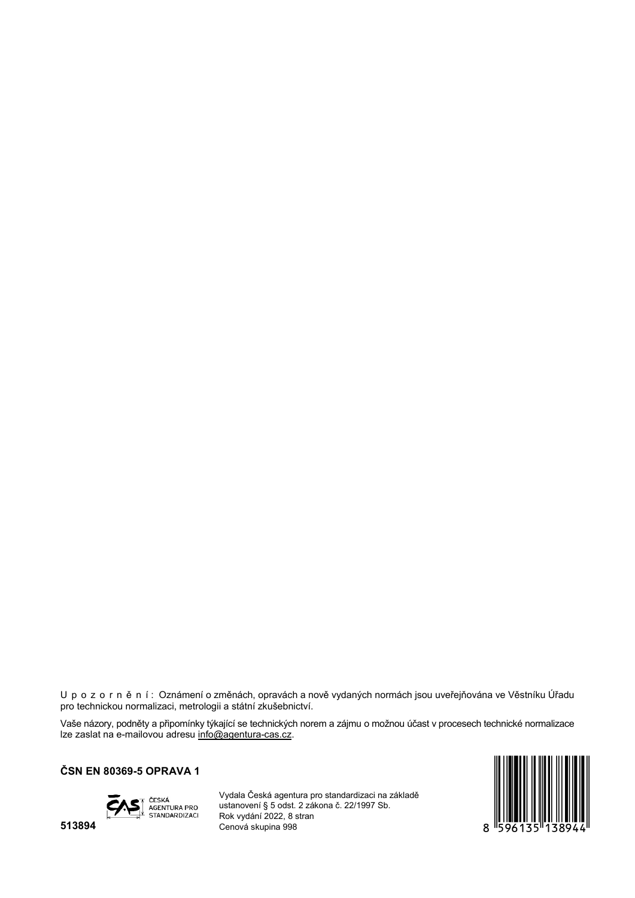U p o z o r n ě n í : Oznámení o změnách, opravách a nově vydaných normách jsou uveřejňována ve Věstníku Úřadu pro technickou normalizaci, metrologii a státní zkušebnictví.

Vaše názory, podněty a připomínky týkající se technických norem a zájmu o možnou účast v procesech technické normalizace lze zaslat na e-mailovou adresu info@agentura-cas.cz.

**ČSN EN 80369-5 OPRAVA 1**

ČESKÁ AGENTURA PRO STANDARDIZACI

**513894**

Vydala Česká agentura pro standardizaci na základě ustanovení § 5 odst. 2 zákona č. 22/1997 Sb.
Rok vydání 2022, 8 stran
Cenová skupina 998

8 596135 138944